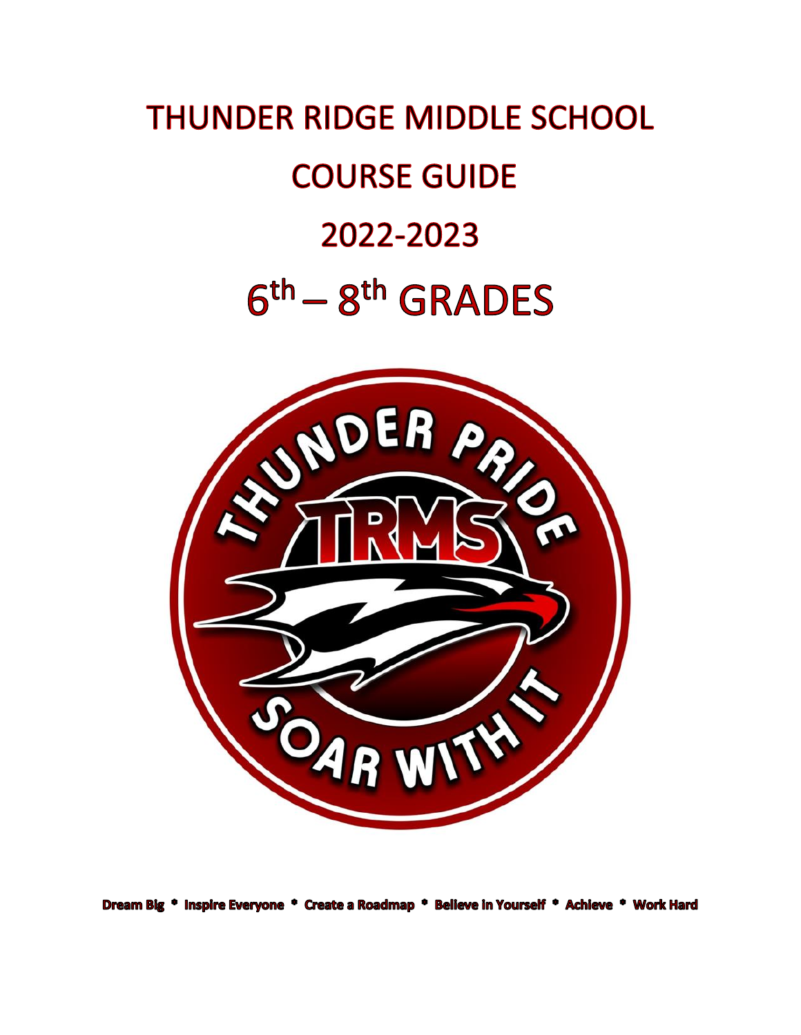# THUNDER RIDGE MIDDLE SCHOOL

# COURSE GUIDE

# 2022-2023

# 6th – 8th GRADES

**Dream Big * Inspire Everyone * Create a Roadmap * Believe in Yourself * Achieve * Work Hard**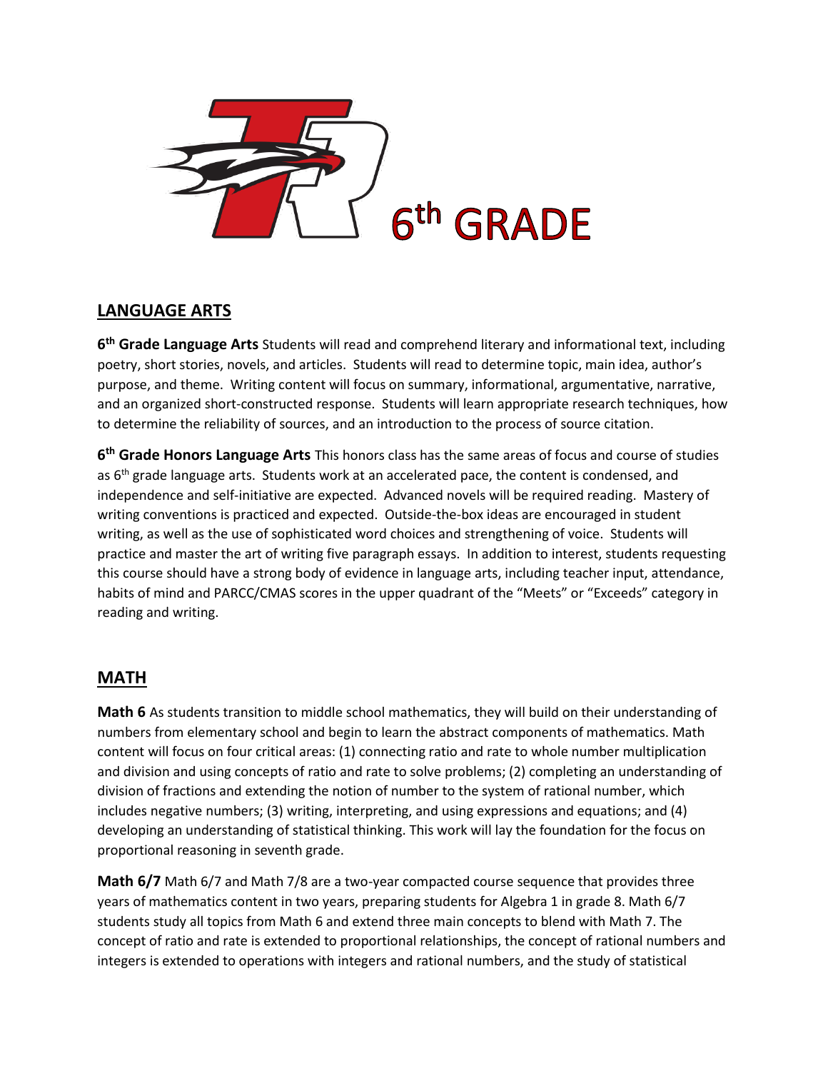# 6th GRADE

## LANGUAGE ARTS

**6th Grade Language Arts** Students will read and comprehend literary and informational text, including poetry, short stories, novels, and articles. Students will read to determine topic, main idea, author's purpose, and theme. Writing content will focus on summary, informational, argumentative, narrative, and an organized short-constructed response. Students will learn appropriate research techniques, how to determine the reliability of sources, and an introduction to the process of source citation.

**6th Grade Honors Language Arts** This honors class has the same areas of focus and course of studies as 6th grade language arts. Students work at an accelerated pace, the content is condensed, and independence and self-initiative are expected. Advanced novels will be required reading. Mastery of writing conventions is practiced and expected. Outside-the-box ideas are encouraged in student writing, as well as the use of sophisticated word choices and strengthening of voice. Students will practice and master the art of writing five paragraph essays. In addition to interest, students requesting this course should have a strong body of evidence in language arts, including teacher input, attendance, habits of mind and PARCC/CMAS scores in the upper quadrant of the "Meets" or "Exceeds" category in reading and writing.

## MATH

**Math 6** As students transition to middle school mathematics, they will build on their understanding of numbers from elementary school and begin to learn the abstract components of mathematics. Math content will focus on four critical areas: (1) connecting ratio and rate to whole number multiplication and division and using concepts of ratio and rate to solve problems; (2) completing an understanding of division of fractions and extending the notion of number to the system of rational number, which includes negative numbers; (3) writing, interpreting, and using expressions and equations; and (4) developing an understanding of statistical thinking. This work will lay the foundation for the focus on proportional reasoning in seventh grade.

**Math 6/7** Math 6/7 and Math 7/8 are a two-year compacted course sequence that provides three years of mathematics content in two years, preparing students for Algebra 1 in grade 8. Math 6/7 students study all topics from Math 6 and extend three main concepts to blend with Math 7. The concept of ratio and rate is extended to proportional relationships, the concept of rational numbers and integers is extended to operations with integers and rational numbers, and the study of statistical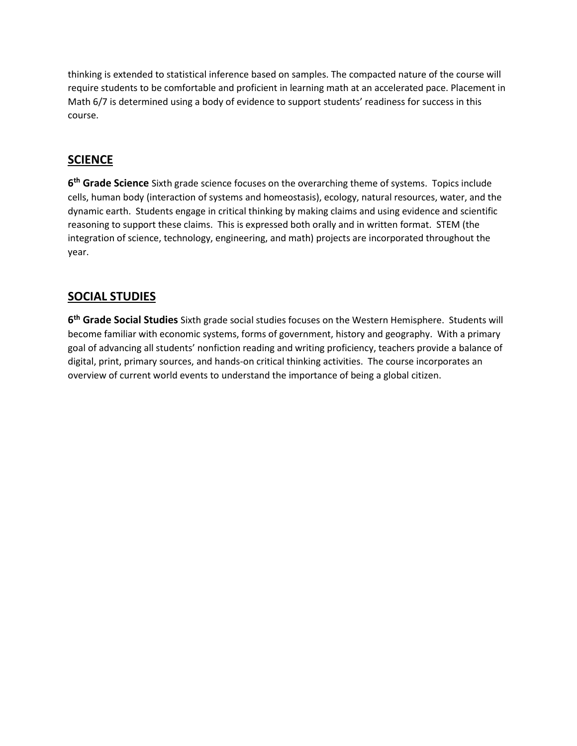thinking is extended to statistical inference based on samples. The compacted nature of the course will require students to be comfortable and proficient in learning math at an accelerated pace. Placement in Math 6/7 is determined using a body of evidence to support students' readiness for success in this course.

## SCIENCE

**6th Grade Science** Sixth grade science focuses on the overarching theme of systems. Topics include cells, human body (interaction of systems and homeostasis), ecology, natural resources, water, and the dynamic earth. Students engage in critical thinking by making claims and using evidence and scientific reasoning to support these claims. This is expressed both orally and in written format. STEM (the integration of science, technology, engineering, and math) projects are incorporated throughout the year.

## SOCIAL STUDIES

**6th Grade Social Studies** Sixth grade social studies focuses on the Western Hemisphere. Students will become familiar with economic systems, forms of government, history and geography. With a primary goal of advancing all students' nonfiction reading and writing proficiency, teachers provide a balance of digital, print, primary sources, and hands-on critical thinking activities. The course incorporates an overview of current world events to understand the importance of being a global citizen.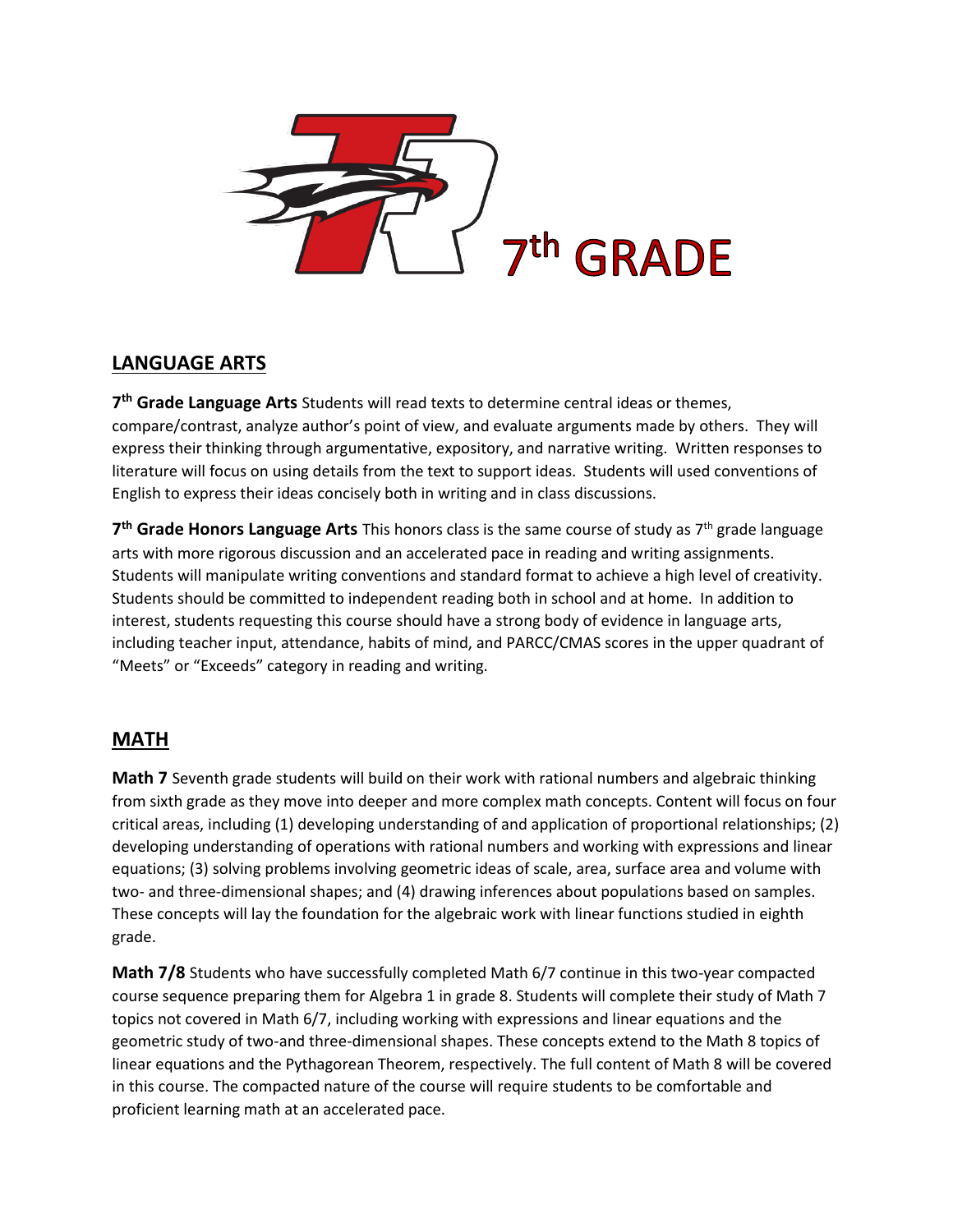# 7th GRADE

## LANGUAGE ARTS

**7th Grade Language Arts** Students will read texts to determine central ideas or themes, compare/contrast, analyze author's point of view, and evaluate arguments made by others. They will express their thinking through argumentative, expository, and narrative writing. Written responses to literature will focus on using details from the text to support ideas. Students will used conventions of English to express their ideas concisely both in writing and in class discussions.

**7th Grade Honors Language Arts** This honors class is the same course of study as 7th grade language arts with more rigorous discussion and an accelerated pace in reading and writing assignments. Students will manipulate writing conventions and standard format to achieve a high level of creativity. Students should be committed to independent reading both in school and at home. In addition to interest, students requesting this course should have a strong body of evidence in language arts, including teacher input, attendance, habits of mind, and PARCC/CMAS scores in the upper quadrant of "Meets" or "Exceeds" category in reading and writing.

## MATH

**Math 7** Seventh grade students will build on their work with rational numbers and algebraic thinking from sixth grade as they move into deeper and more complex math concepts. Content will focus on four critical areas, including (1) developing understanding of and application of proportional relationships; (2) developing understanding of operations with rational numbers and working with expressions and linear equations; (3) solving problems involving geometric ideas of scale, area, surface area and volume with two- and three-dimensional shapes; and (4) drawing inferences about populations based on samples. These concepts will lay the foundation for the algebraic work with linear functions studied in eighth grade.

**Math 7/8** Students who have successfully completed Math 6/7 continue in this two-year compacted course sequence preparing them for Algebra 1 in grade 8. Students will complete their study of Math 7 topics not covered in Math 6/7, including working with expressions and linear equations and the geometric study of two-and three-dimensional shapes. These concepts extend to the Math 8 topics of linear equations and the Pythagorean Theorem, respectively. The full content of Math 8 will be covered in this course. The compacted nature of the course will require students to be comfortable and proficient learning math at an accelerated pace.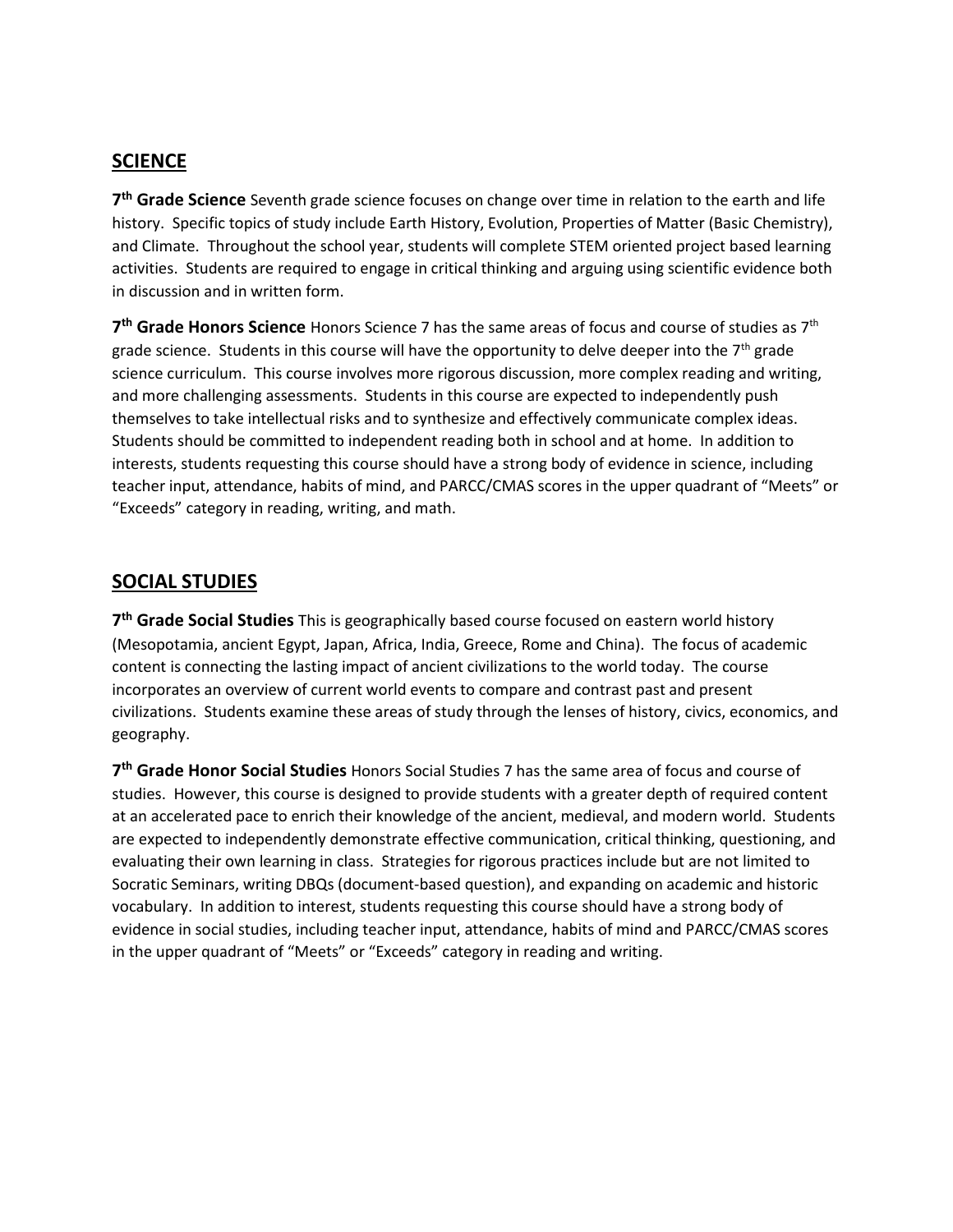## SCIENCE

**7th Grade Science** Seventh grade science focuses on change over time in relation to the earth and life history. Specific topics of study include Earth History, Evolution, Properties of Matter (Basic Chemistry), and Climate. Throughout the school year, students will complete STEM oriented project based learning activities. Students are required to engage in critical thinking and arguing using scientific evidence both in discussion and in written form.

**7th Grade Honors Science** Honors Science 7 has the same areas of focus and course of studies as 7th grade science. Students in this course will have the opportunity to delve deeper into the 7th grade science curriculum. This course involves more rigorous discussion, more complex reading and writing, and more challenging assessments. Students in this course are expected to independently push themselves to take intellectual risks and to synthesize and effectively communicate complex ideas. Students should be committed to independent reading both in school and at home. In addition to interests, students requesting this course should have a strong body of evidence in science, including teacher input, attendance, habits of mind, and PARCC/CMAS scores in the upper quadrant of "Meets" or "Exceeds" category in reading, writing, and math.

## SOCIAL STUDIES

**7th Grade Social Studies** This is geographically based course focused on eastern world history (Mesopotamia, ancient Egypt, Japan, Africa, India, Greece, Rome and China). The focus of academic content is connecting the lasting impact of ancient civilizations to the world today. The course incorporates an overview of current world events to compare and contrast past and present civilizations. Students examine these areas of study through the lenses of history, civics, economics, and geography.

**7th Grade Honor Social Studies** Honors Social Studies 7 has the same area of focus and course of studies. However, this course is designed to provide students with a greater depth of required content at an accelerated pace to enrich their knowledge of the ancient, medieval, and modern world. Students are expected to independently demonstrate effective communication, critical thinking, questioning, and evaluating their own learning in class. Strategies for rigorous practices include but are not limited to Socratic Seminars, writing DBQs (document-based question), and expanding on academic and historic vocabulary. In addition to interest, students requesting this course should have a strong body of evidence in social studies, including teacher input, attendance, habits of mind and PARCC/CMAS scores in the upper quadrant of "Meets" or "Exceeds" category in reading and writing.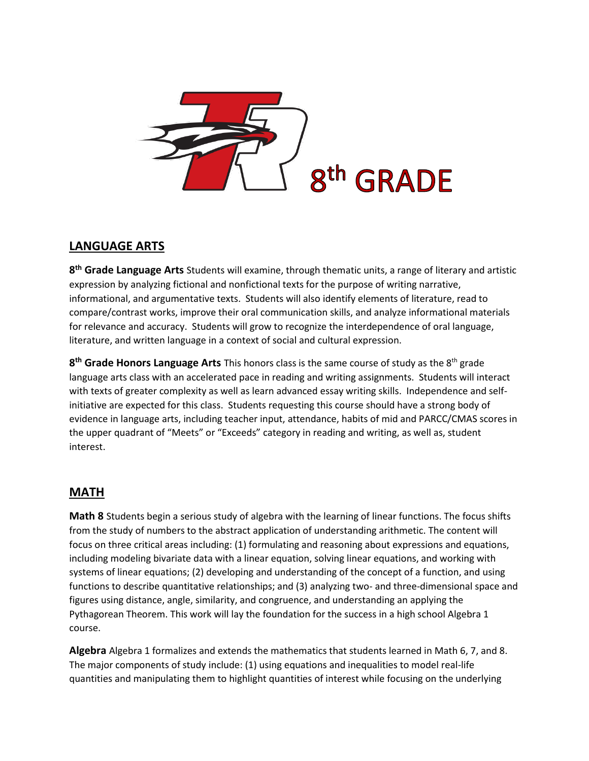# 8th GRADE

## LANGUAGE ARTS

**8th Grade Language Arts** Students will examine, through thematic units, a range of literary and artistic expression by analyzing fictional and nonfictional texts for the purpose of writing narrative, informational, and argumentative texts. Students will also identify elements of literature, read to compare/contrast works, improve their oral communication skills, and analyze informational materials for relevance and accuracy. Students will grow to recognize the interdependence of oral language, literature, and written language in a context of social and cultural expression.

**8th Grade Honors Language Arts** This honors class is the same course of study as the 8th grade language arts class with an accelerated pace in reading and writing assignments. Students will interact with texts of greater complexity as well as learn advanced essay writing skills. Independence and self-initiative are expected for this class. Students requesting this course should have a strong body of evidence in language arts, including teacher input, attendance, habits of mid and PARCC/CMAS scores in the upper quadrant of "Meets" or "Exceeds" category in reading and writing, as well as, student interest.

## MATH

**Math 8** Students begin a serious study of algebra with the learning of linear functions. The focus shifts from the study of numbers to the abstract application of understanding arithmetic. The content will focus on three critical areas including: (1) formulating and reasoning about expressions and equations, including modeling bivariate data with a linear equation, solving linear equations, and working with systems of linear equations; (2) developing and understanding of the concept of a function, and using functions to describe quantitative relationships; and (3) analyzing two- and three-dimensional space and figures using distance, angle, similarity, and congruence, and understanding an applying the Pythagorean Theorem. This work will lay the foundation for the success in a high school Algebra 1 course.

**Algebra** Algebra 1 formalizes and extends the mathematics that students learned in Math 6, 7, and 8. The major components of study include: (1) using equations and inequalities to model real-life quantities and manipulating them to highlight quantities of interest while focusing on the underlying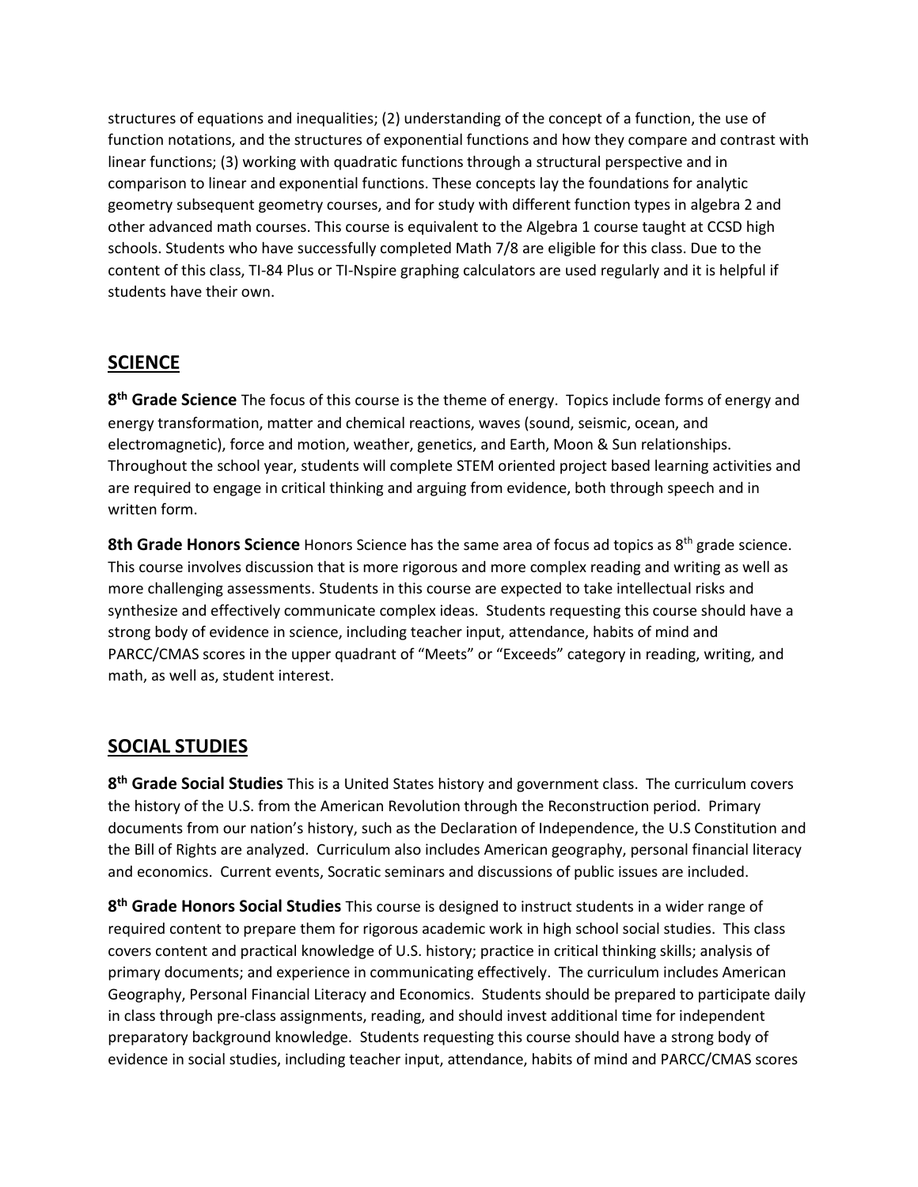structures of equations and inequalities; (2) understanding of the concept of a function, the use of function notations, and the structures of exponential functions and how they compare and contrast with linear functions; (3) working with quadratic functions through a structural perspective and in comparison to linear and exponential functions. These concepts lay the foundations for analytic geometry subsequent geometry courses, and for study with different function types in algebra 2 and other advanced math courses. This course is equivalent to the Algebra 1 course taught at CCSD high schools. Students who have successfully completed Math 7/8 are eligible for this class. Due to the content of this class, TI-84 Plus or TI-Nspire graphing calculators are used regularly and it is helpful if students have their own.

## SCIENCE

**8th Grade Science** The focus of this course is the theme of energy. Topics include forms of energy and energy transformation, matter and chemical reactions, waves (sound, seismic, ocean, and electromagnetic), force and motion, weather, genetics, and Earth, Moon & Sun relationships. Throughout the school year, students will complete STEM oriented project based learning activities and are required to engage in critical thinking and arguing from evidence, both through speech and in written form.

**8th Grade Honors Science** Honors Science has the same area of focus ad topics as 8th grade science. This course involves discussion that is more rigorous and more complex reading and writing as well as more challenging assessments. Students in this course are expected to take intellectual risks and synthesize and effectively communicate complex ideas. Students requesting this course should have a strong body of evidence in science, including teacher input, attendance, habits of mind and PARCC/CMAS scores in the upper quadrant of "Meets" or "Exceeds" category in reading, writing, and math, as well as, student interest.

## SOCIAL STUDIES

**8th Grade Social Studies** This is a United States history and government class. The curriculum covers the history of the U.S. from the American Revolution through the Reconstruction period. Primary documents from our nation's history, such as the Declaration of Independence, the U.S Constitution and the Bill of Rights are analyzed. Curriculum also includes American geography, personal financial literacy and economics. Current events, Socratic seminars and discussions of public issues are included.

**8th Grade Honors Social Studies** This course is designed to instruct students in a wider range of required content to prepare them for rigorous academic work in high school social studies. This class covers content and practical knowledge of U.S. history; practice in critical thinking skills; analysis of primary documents; and experience in communicating effectively. The curriculum includes American Geography, Personal Financial Literacy and Economics. Students should be prepared to participate daily in class through pre-class assignments, reading, and should invest additional time for independent preparatory background knowledge. Students requesting this course should have a strong body of evidence in social studies, including teacher input, attendance, habits of mind and PARCC/CMAS scores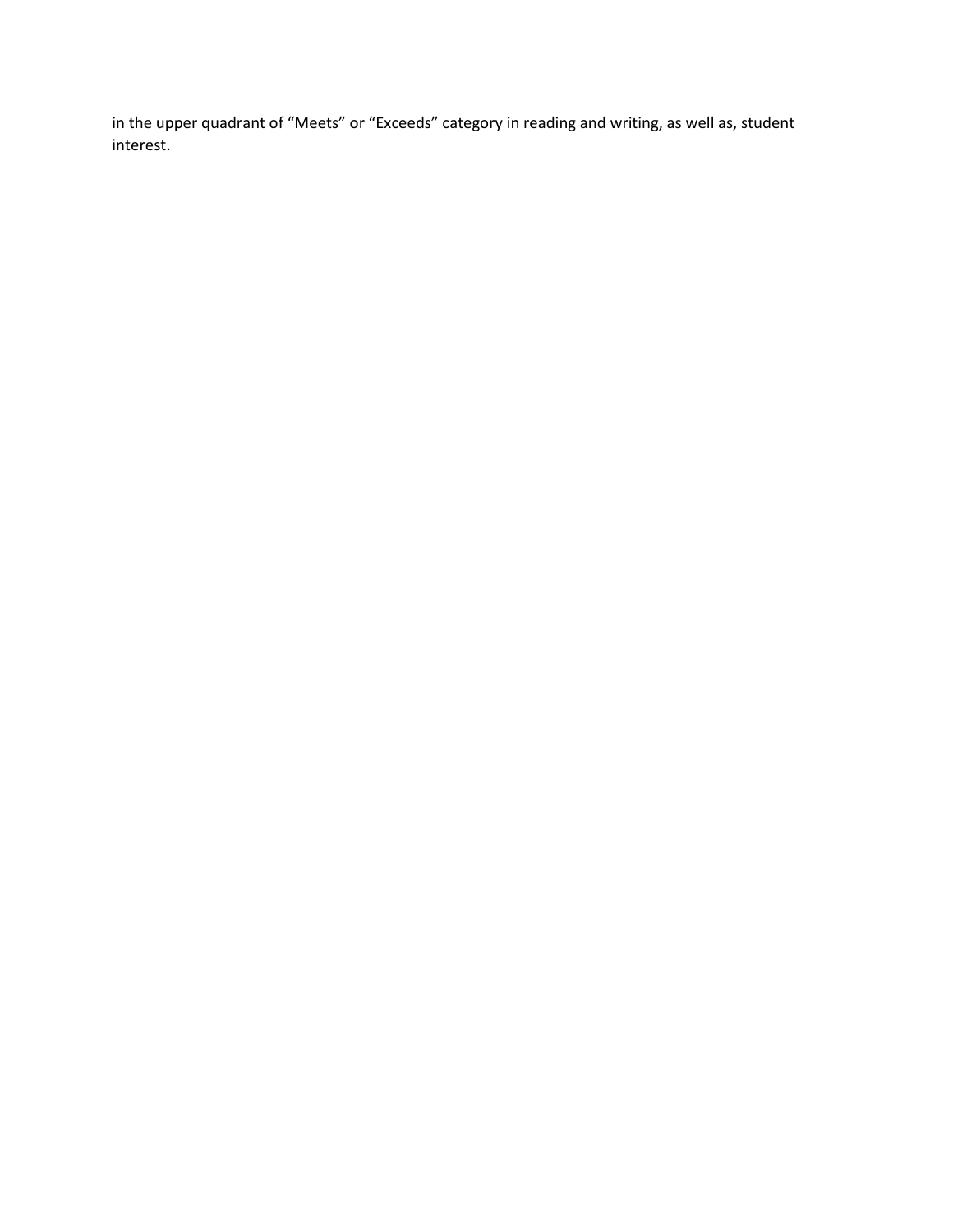in the upper quadrant of “Meets” or “Exceeds” category in reading and writing, as well as, student interest.